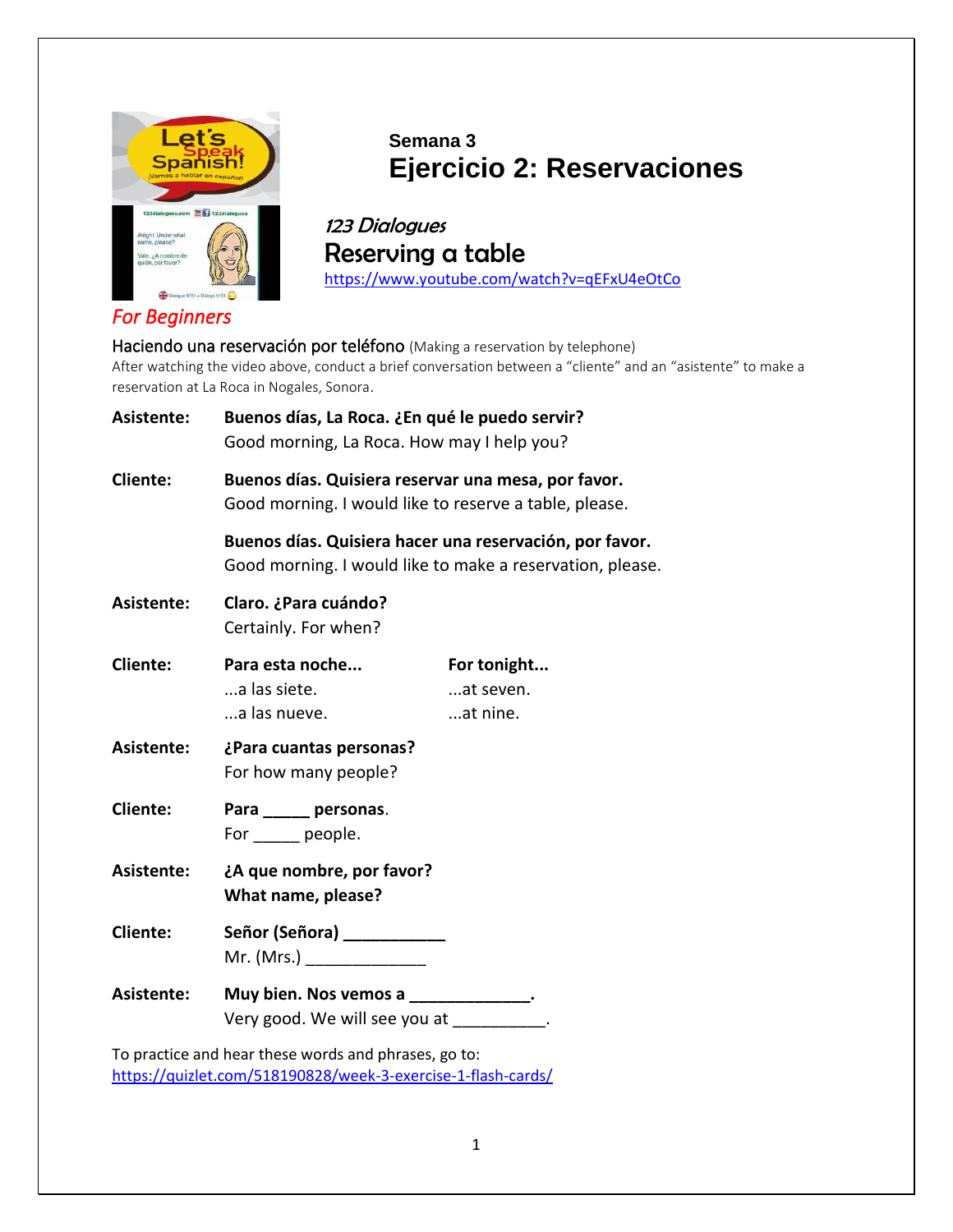## Semana 3

# Ejercicio 2: Reservaciones

*123 Dialogues*

## Reserving a table

https://www.youtube.com/watch?v=qEFxU4eOtCo

*For Beginners*

Haciendo una reservación por teléfono (Making a reservation by telephone)

After watching the video above, conduct a brief conversation between a “cliente” and an “asistente” to make a reservation at La Roca in Nogales, Sonora.

**Asistente:** **Buenos días, La Roca. ¿En qué le puedo servir?**
Good morning, La Roca. How may I help you?

**Cliente:** **Buenos días. Quisiera reservar una mesa, por favor.**
Good morning. I would like to reserve a table, please.

**Buenos días. Quisiera hacer una reservación, por favor.**
Good morning. I would like to make a reservation, please.

**Asistente:** **Claro. ¿Para cuándo?**
Certainly. For when?

**Cliente:** **Para esta noche...** **For tonight...**
...a las siete. ...at seven.
...a las nueve. ...at nine.

**Asistente:** **¿Para cuantas personas?**
For how many people?

**Cliente:** **Para _____ personas.**
For _____ people.

**Asistente:** **¿A que nombre, por favor?**
**What name, please?**

**Cliente:** **Señor (Señora) ___________**
Mr. (Mrs.) _____________

**Asistente:** **Muy bien. Nos vemos a _____________.**
Very good. We will see you at __________.

To practice and hear these words and phrases, go to:
https://quizlet.com/518190828/week-3-exercise-1-flash-cards/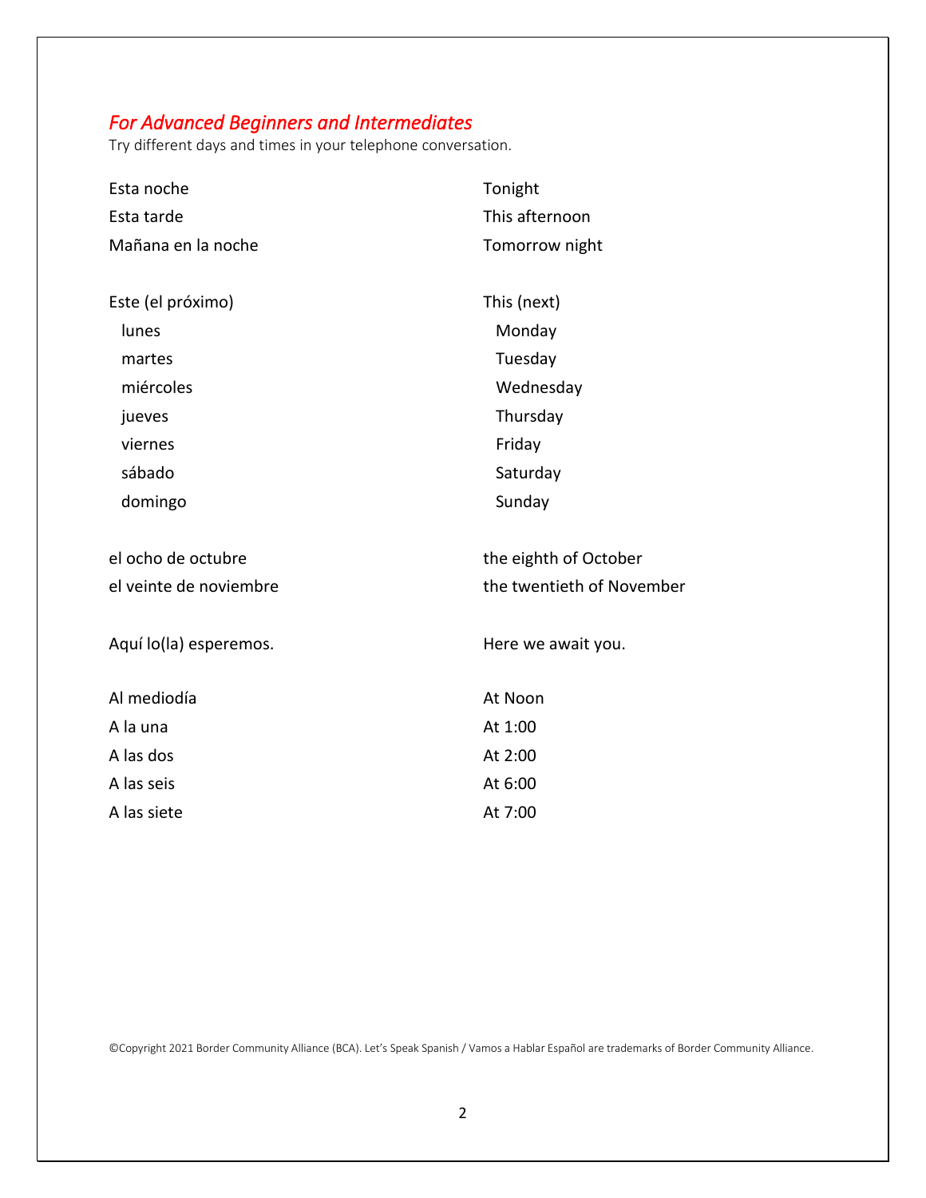## *For Advanced Beginners and Intermediates*

Try different days and times in your telephone conversation.

| | |
|---|---|
| Esta noche | Tonight |
| Esta tarde | This afternoon |
| Mañana en la noche | Tomorrow night |
| | |
| Este (el próximo) | This (next) |
| lunes | Monday |
| martes | Tuesday |
| miércoles | Wednesday |
| jueves | Thursday |
| viernes | Friday |
| sábado | Saturday |
| domingo | Sunday |
| | |
| el ocho de octubre | the eighth of October |
| el veinte de noviembre | the twentieth of November |
| | |
| Aquí lo(la) esperemos. | Here we await you. |
| | |
| Al mediodía | At Noon |
| A la una | At 1:00 |
| A las dos | At 2:00 |
| A las seis | At 6:00 |
| A las siete | At 7:00 |

©Copyright 2021 Border Community Alliance (BCA). Let's Speak Spanish / Vamos a Hablar Español are trademarks of Border Community Alliance.